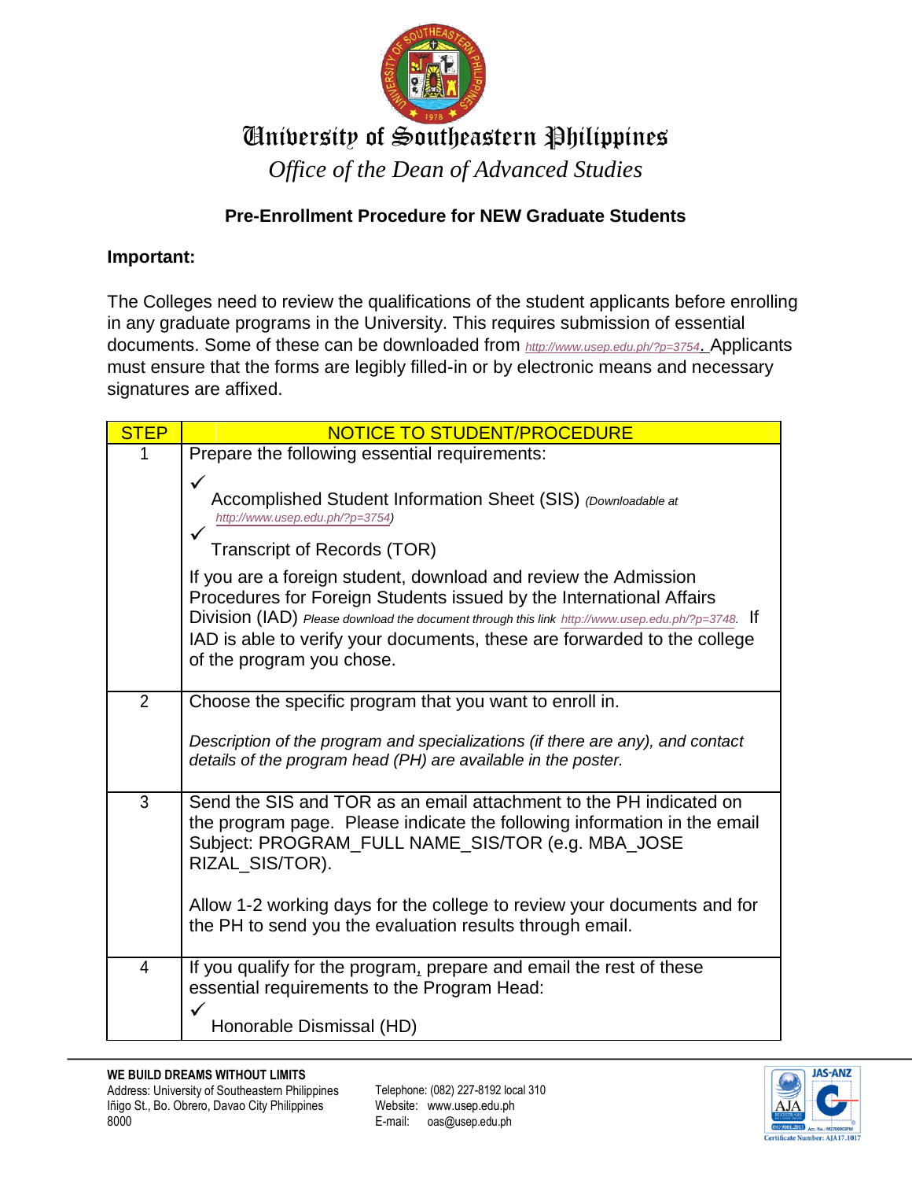# University of Southeastern Philippines

*Office of the Dean of Advanced Studies*

## Pre-Enrollment Procedure for NEW Graduate Students

**Important:**

The Colleges need to review the qualifications of the student applicants before enrolling in any graduate programs in the University. This requires submission of essential documents. Some of these can be downloaded from http://www.usep.edu.ph/?p=3754. Applicants must ensure that the forms are legibly filled-in or by electronic means and necessary signatures are affixed.

| STEP | NOTICE TO STUDENT/PROCEDURE |
|---|---|
| 1 | Prepare the following essential requirements:<br>✓ Accomplished Student Information Sheet (SIS) *(Downloadable at http://www.usep.edu.ph/?p=3754)*<br>✓ Transcript of Records (TOR)<br><br>If you are a foreign student, download and review the Admission Procedures for Foreign Students issued by the International Affairs Division (IAD) *Please download the document through this link http://www.usep.edu.ph/?p=3748.* If IAD is able to verify your documents, these are forwarded to the college of the program you chose. |
| 2 | Choose the specific program that you want to enroll in.<br><br>*Description of the program and specializations (if there are any), and contact details of the program head (PH) are available in the poster.* |
| 3 | Send the SIS and TOR as an email attachment to the PH indicated on the program page. Please indicate the following information in the email Subject: PROGRAM_FULL NAME_SIS/TOR (e.g. MBA_JOSE RIZAL_SIS/TOR).<br><br>Allow 1-2 working days for the college to review your documents and for the PH to send you the evaluation results through email. |
| 4 | If you qualify for the program, prepare and email the rest of these essential requirements to the Program Head:<br>✓ Honorable Dismissal (HD) |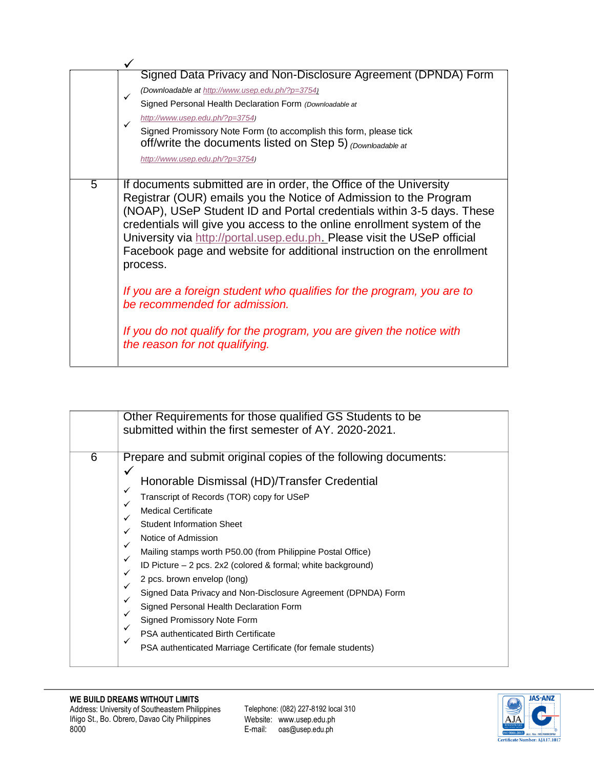| | |
|---|---|
| | ✓ Signed Data Privacy and Non-Disclosure Agreement (DPNDA) Form *(Downloadable at http://www.usep.edu.ph/?p=3754)*<br>✓ Signed Personal Health Declaration Form *(Downloadable at http://www.usep.edu.ph/?p=3754)*<br>✓ Signed Promissory Note Form (to accomplish this form, please tick off/write the documents listed on Step 5) *(Downloadable at http://www.usep.edu.ph/?p=3754)* |
| 5 | If documents submitted are in order, the Office of the University Registrar (OUR) emails you the Notice of Admission to the Program (NOAP), USeP Student ID and Portal credentials within 3-5 days. These credentials will give you access to the online enrollment system of the University via http://portal.usep.edu.ph. Please visit the USeP official Facebook page and website for additional instruction on the enrollment process.<br><br>*If you are a foreign student who qualifies for the program, you are to be recommended for admission.*<br><br>*If you do not qualify for the program, you are given the notice with the reason for not qualifying.* |

| | |
|---|---|
| | Other Requirements for those qualified GS Students to be submitted within the first semester of AY. 2020-2021. |
| 6 | Prepare and submit original copies of the following documents:<br>✓ Honorable Dismissal (HD)/Transfer Credential<br>✓ Transcript of Records (TOR) copy for USeP<br>✓ Medical Certificate<br>✓ Student Information Sheet<br>✓ Notice of Admission<br>✓ Mailing stamps worth P50.00 (from Philippine Postal Office)<br>✓ ID Picture – 2 pcs. 2x2 (colored & formal; white background)<br>✓ 2 pcs. brown envelop (long)<br>✓ Signed Data Privacy and Non-Disclosure Agreement (DPNDA) Form<br>✓ Signed Personal Health Declaration Form<br>✓ Signed Promissory Note Form<br>✓ PSA authenticated Birth Certificate<br>✓ PSA authenticated Marriage Certificate (for female students) |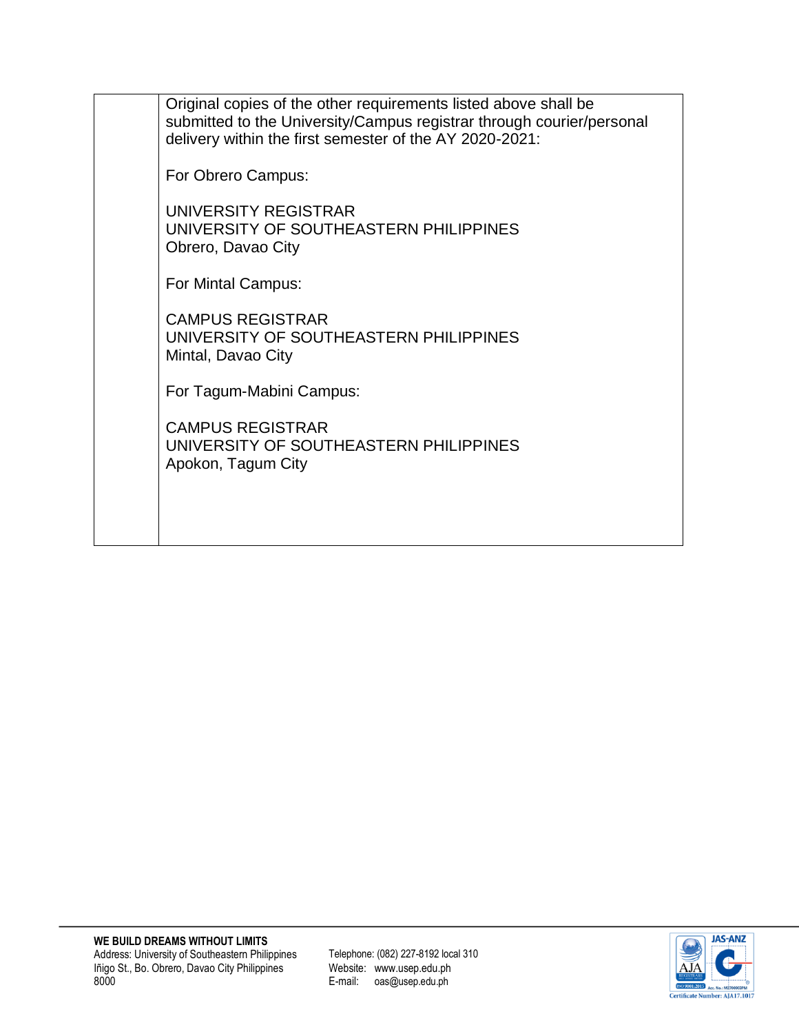| | |
|---|---|
| | Original copies of the other requirements listed above shall be submitted to the University/Campus registrar through courier/personal delivery within the first semester of the AY 2020-2021:<br><br>For Obrero Campus:<br><br>UNIVERSITY REGISTRAR<br>UNIVERSITY OF SOUTHEASTERN PHILIPPINES<br>Obrero, Davao City<br><br>For Mintal Campus:<br><br>CAMPUS REGISTRAR<br>UNIVERSITY OF SOUTHEASTERN PHILIPPINES<br>Mintal, Davao City<br><br>For Tagum-Mabini Campus:<br><br>CAMPUS REGISTRAR<br>UNIVERSITY OF SOUTHEASTERN PHILIPPINES<br>Apokon, Tagum City |